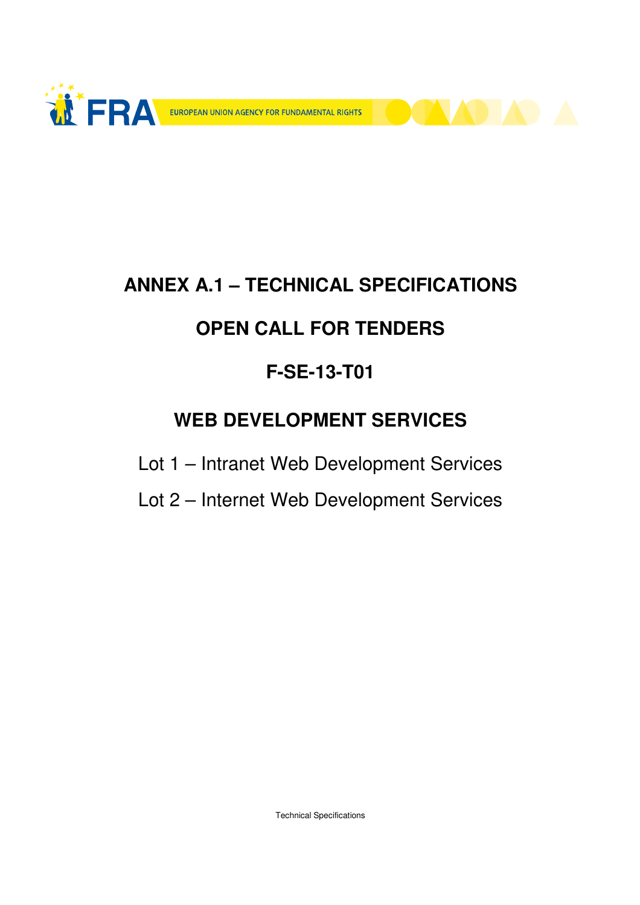FRA EUROPEAN UNION AGENCY FOR FUNDAMENTAL RIGHTS

# ANNEX A.1 – TECHNICAL SPECIFICATIONS

# OPEN CALL FOR TENDERS

# F-SE-13-T01

# WEB DEVELOPMENT SERVICES

Lot 1 – Intranet Web Development Services

Lot 2 – Internet Web Development Services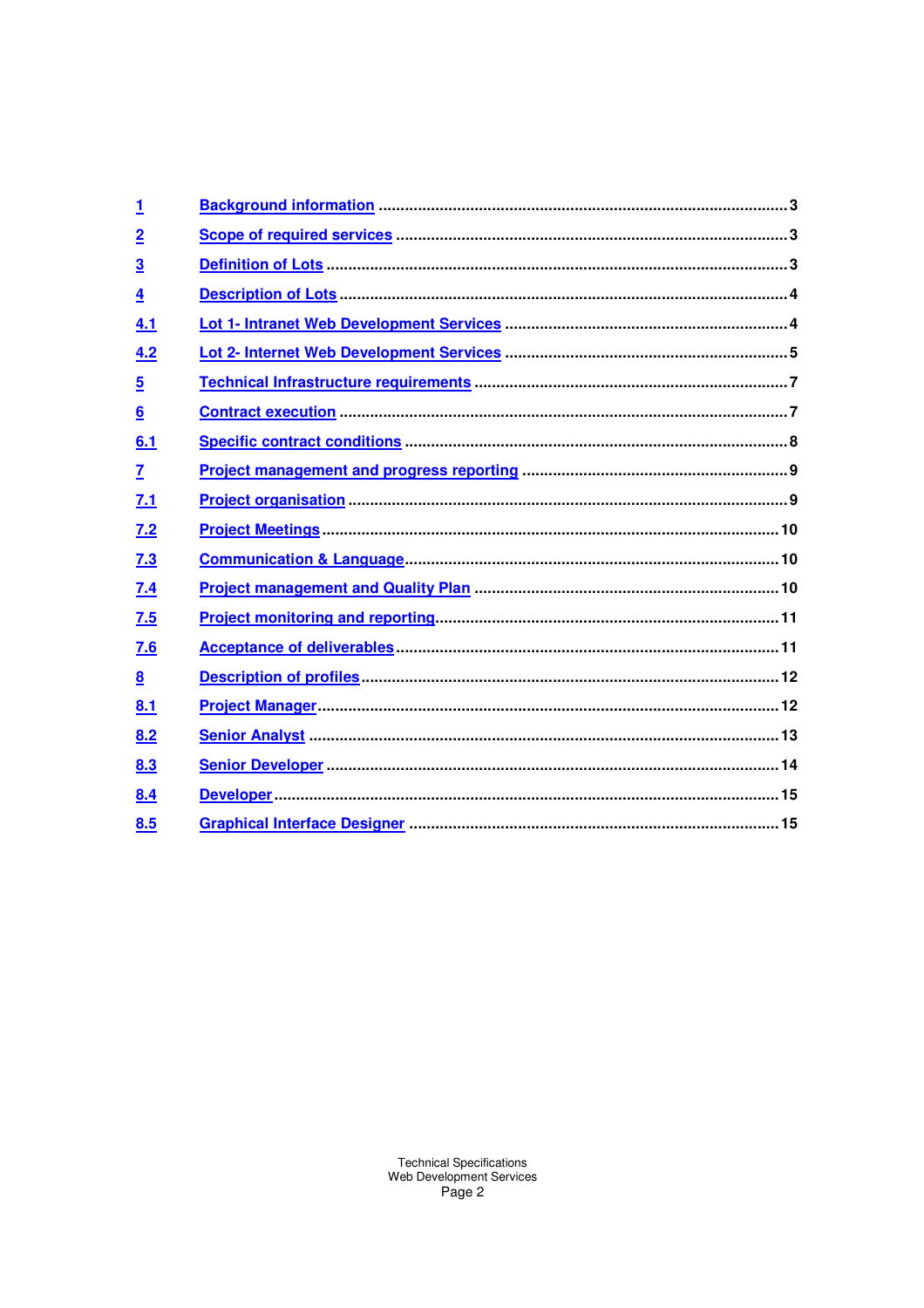| | | |
|---|---|---|
| 1 | Background information | 3 |
| 2 | Scope of required services | 3 |
| 3 | Definition of Lots | 3 |
| 4 | Description of Lots | 4 |
| 4.1 | Lot 1- Intranet Web Development Services | 4 |
| 4.2 | Lot 2- Internet Web Development Services | 5 |
| 5 | Technical Infrastructure requirements | 7 |
| 6 | Contract execution | 7 |
| 6.1 | Specific contract conditions | 8 |
| 7 | Project management and progress reporting | 9 |
| 7.1 | Project organisation | 9 |
| 7.2 | Project Meetings | 10 |
| 7.3 | Communication & Language | 10 |
| 7.4 | Project management and Quality Plan | 10 |
| 7.5 | Project monitoring and reporting | 11 |
| 7.6 | Acceptance of deliverables | 11 |
| 8 | Description of profiles | 12 |
| 8.1 | Project Manager | 12 |
| 8.2 | Senior Analyst | 13 |
| 8.3 | Senior Developer | 14 |
| 8.4 | Developer | 15 |
| 8.5 | Graphical Interface Designer | 15 |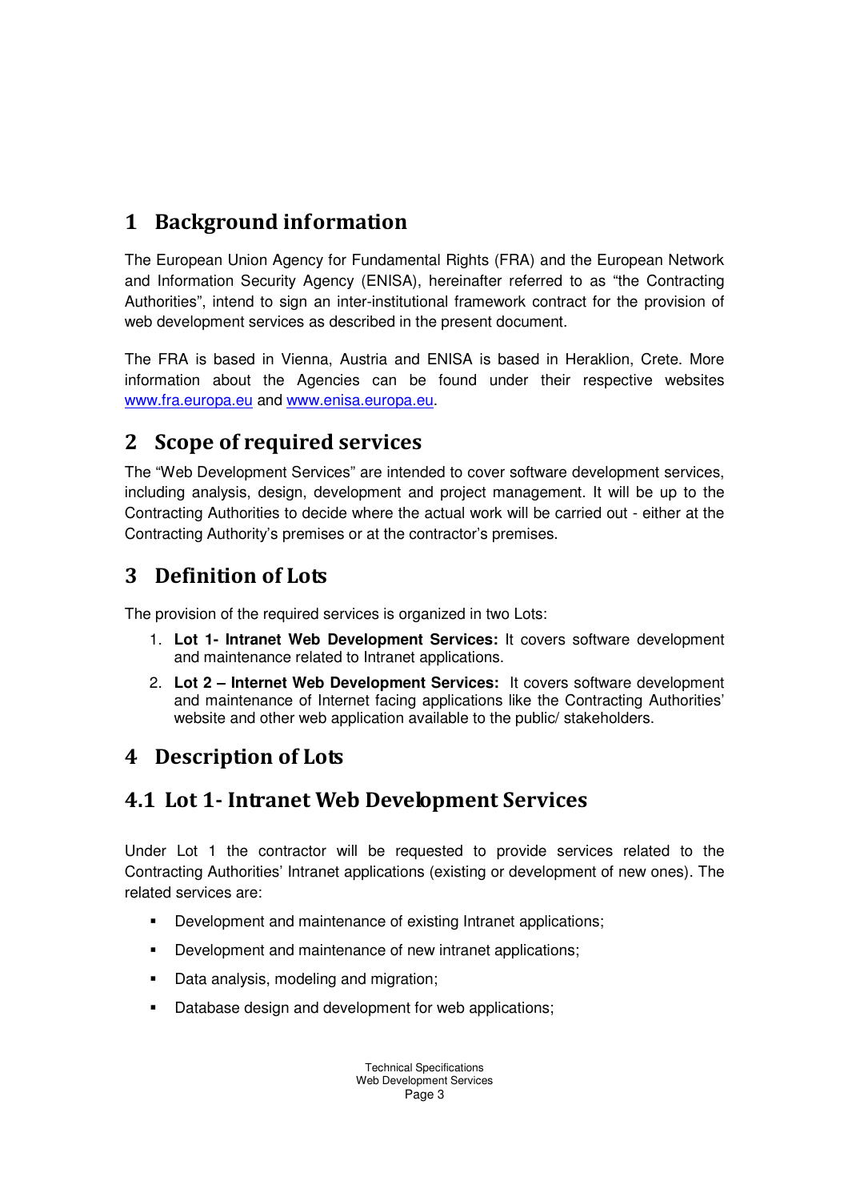# 1 Background information

The European Union Agency for Fundamental Rights (FRA) and the European Network and Information Security Agency (ENISA), hereinafter referred to as “the Contracting Authorities”, intend to sign an inter-institutional framework contract for the provision of web development services as described in the present document.

The FRA is based in Vienna, Austria and ENISA is based in Heraklion, Crete. More information about the Agencies can be found under their respective websites www.fra.europa.eu and www.enisa.europa.eu.

# 2 Scope of required services

The “Web Development Services” are intended to cover software development services, including analysis, design, development and project management. It will be up to the Contracting Authorities to decide where the actual work will be carried out - either at the Contracting Authority’s premises or at the contractor’s premises.

# 3 Definition of Lots

The provision of the required services is organized in two Lots:

1. **Lot 1- Intranet Web Development Services:** It covers software development and maintenance related to Intranet applications.
2. **Lot 2 – Internet Web Development Services:** It covers software development and maintenance of Internet facing applications like the Contracting Authorities’ website and other web application available to the public/ stakeholders.

# 4 Description of Lots

## 4.1 Lot 1- Intranet Web Development Services

Under Lot 1 the contractor will be requested to provide services related to the Contracting Authorities’ Intranet applications (existing or development of new ones). The related services are:

- Development and maintenance of existing Intranet applications;
- Development and maintenance of new intranet applications;
- Data analysis, modeling and migration;
- Database design and development for web applications;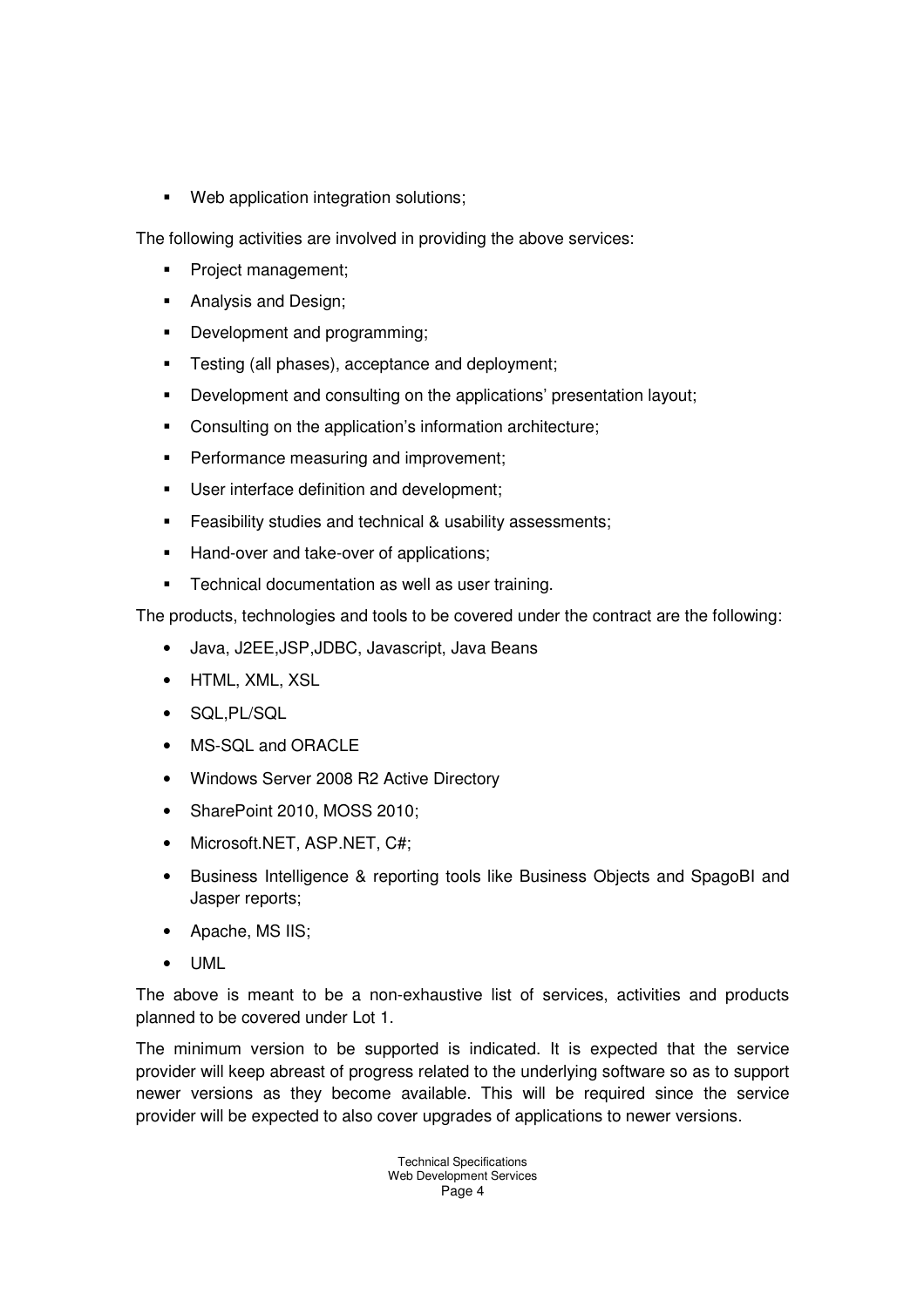- Web application integration solutions;

The following activities are involved in providing the above services:

- Project management;
- Analysis and Design;
- Development and programming;
- Testing (all phases), acceptance and deployment;
- Development and consulting on the applications' presentation layout;
- Consulting on the application's information architecture;
- Performance measuring and improvement;
- User interface definition and development;
- Feasibility studies and technical & usability assessments;
- Hand-over and take-over of applications;
- Technical documentation as well as user training.

The products, technologies and tools to be covered under the contract are the following:

- Java, J2EE,JSP,JDBC, Javascript, Java Beans
- HTML, XML, XSL
- SQL,PL/SQL
- MS-SQL and ORACLE
- Windows Server 2008 R2 Active Directory
- SharePoint 2010, MOSS 2010;
- Microsoft.NET, ASP.NET, C#;
- Business Intelligence & reporting tools like Business Objects and SpagoBI and Jasper reports;
- Apache, MS IIS;
- UML

The above is meant to be a non-exhaustive list of services, activities and products planned to be covered under Lot 1.

The minimum version to be supported is indicated. It is expected that the service provider will keep abreast of progress related to the underlying software so as to support newer versions as they become available. This will be required since the service provider will be expected to also cover upgrades of applications to newer versions.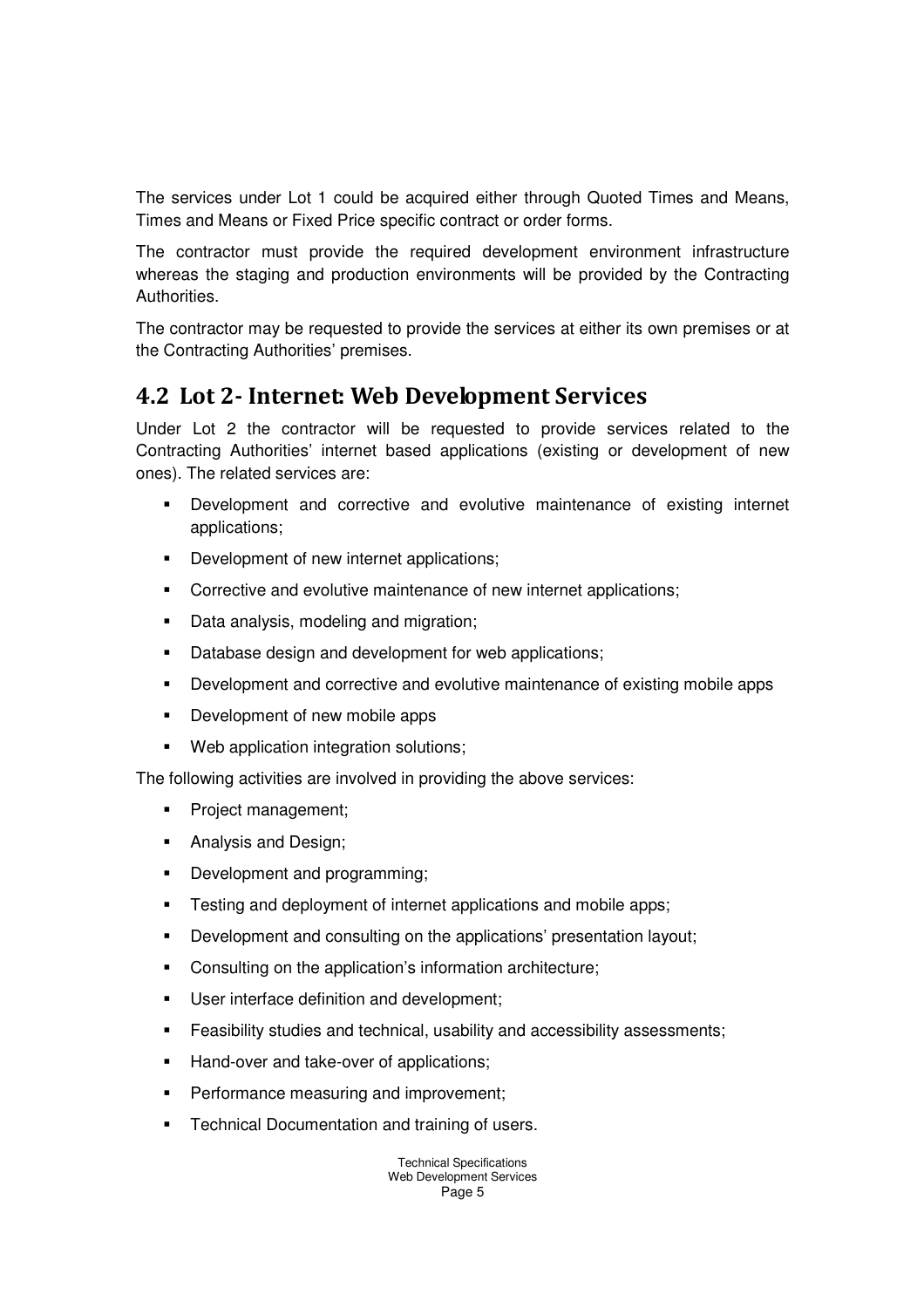The services under Lot 1 could be acquired either through Quoted Times and Means, Times and Means or Fixed Price specific contract or order forms.

The contractor must provide the required development environment infrastructure whereas the staging and production environments will be provided by the Contracting Authorities.

The contractor may be requested to provide the services at either its own premises or at the Contracting Authorities' premises.

## 4.2 Lot 2- Internet: Web Development Services

Under Lot 2 the contractor will be requested to provide services related to the Contracting Authorities' internet based applications (existing or development of new ones). The related services are:

- Development and corrective and evolutive maintenance of existing internet applications;
- Development of new internet applications;
- Corrective and evolutive maintenance of new internet applications;
- Data analysis, modeling and migration;
- Database design and development for web applications;
- Development and corrective and evolutive maintenance of existing mobile apps
- Development of new mobile apps
- Web application integration solutions;

The following activities are involved in providing the above services:

- Project management;
- Analysis and Design;
- Development and programming;
- Testing and deployment of internet applications and mobile apps;
- Development and consulting on the applications' presentation layout;
- Consulting on the application's information architecture;
- User interface definition and development;
- Feasibility studies and technical, usability and accessibility assessments;
- Hand-over and take-over of applications;
- Performance measuring and improvement;
- Technical Documentation and training of users.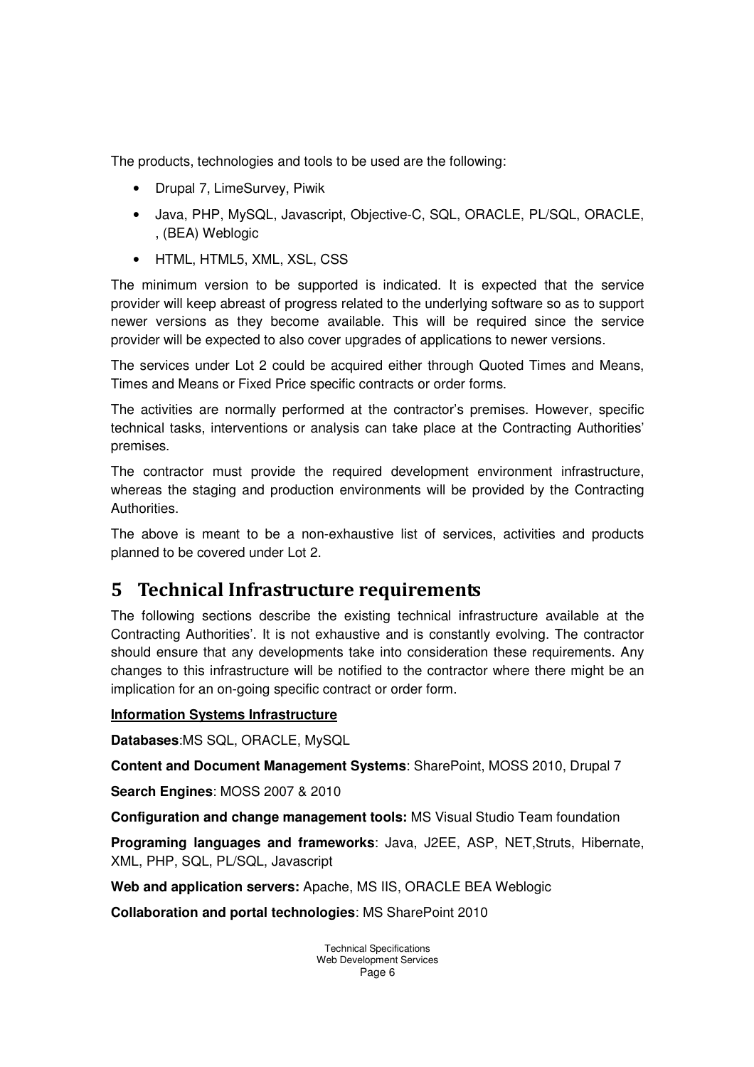The products, technologies and tools to be used are the following:

- Drupal 7, LimeSurvey, Piwik
- Java, PHP, MySQL, Javascript, Objective-C, SQL, ORACLE, PL/SQL, ORACLE, , (BEA) Weblogic
- HTML, HTML5, XML, XSL, CSS

The minimum version to be supported is indicated. It is expected that the service provider will keep abreast of progress related to the underlying software so as to support newer versions as they become available. This will be required since the service provider will be expected to also cover upgrades of applications to newer versions.

The services under Lot 2 could be acquired either through Quoted Times and Means, Times and Means or Fixed Price specific contracts or order forms.

The activities are normally performed at the contractor's premises. However, specific technical tasks, interventions or analysis can take place at the Contracting Authorities' premises.

The contractor must provide the required development environment infrastructure, whereas the staging and production environments will be provided by the Contracting Authorities.

The above is meant to be a non-exhaustive list of services, activities and products planned to be covered under Lot 2.

# 5 Technical Infrastructure requirements

The following sections describe the existing technical infrastructure available at the Contracting Authorities'. It is not exhaustive and is constantly evolving. The contractor should ensure that any developments take into consideration these requirements. Any changes to this infrastructure will be notified to the contractor where there might be an implication for an on-going specific contract or order form.

**Information Systems Infrastructure**

**Databases**:MS SQL, ORACLE, MySQL

**Content and Document Management Systems**: SharePoint, MOSS 2010, Drupal 7

**Search Engines**: MOSS 2007 & 2010

**Configuration and change management tools:** MS Visual Studio Team foundation

**Programing languages and frameworks**: Java, J2EE, ASP, NET,Struts, Hibernate, XML, PHP, SQL, PL/SQL, Javascript

**Web and application servers:** Apache, MS IIS, ORACLE BEA Weblogic

**Collaboration and portal technologies**: MS SharePoint 2010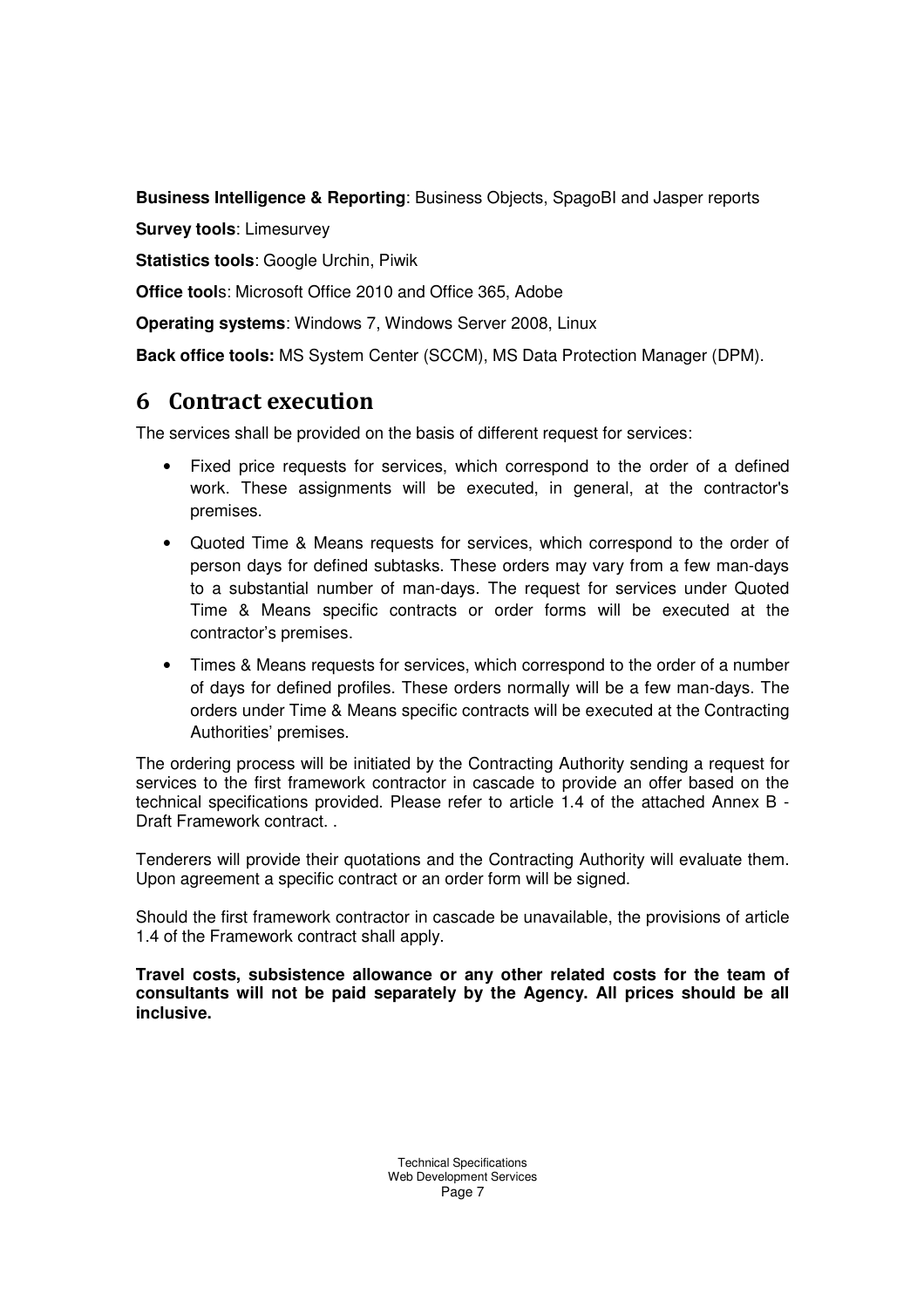**Business Intelligence & Reporting**: Business Objects, SpagoBI and Jasper reports

**Survey tools**: Limesurvey

**Statistics tools**: Google Urchin, Piwik

**Office tool**s: Microsoft Office 2010 and Office 365, Adobe

**Operating systems**: Windows 7, Windows Server 2008, Linux

**Back office tools:** MS System Center (SCCM), MS Data Protection Manager (DPM).

# 6 Contract execution

The services shall be provided on the basis of different request for services:

- Fixed price requests for services, which correspond to the order of a defined work. These assignments will be executed, in general, at the contractor's premises.
- Quoted Time & Means requests for services, which correspond to the order of person days for defined subtasks. These orders may vary from a few man-days to a substantial number of man-days. The request for services under Quoted Time & Means specific contracts or order forms will be executed at the contractor's premises.
- Times & Means requests for services, which correspond to the order of a number of days for defined profiles. These orders normally will be a few man-days. The orders under Time & Means specific contracts will be executed at the Contracting Authorities' premises.

The ordering process will be initiated by the Contracting Authority sending a request for services to the first framework contractor in cascade to provide an offer based on the technical specifications provided. Please refer to article 1.4 of the attached Annex B - Draft Framework contract. .

Tenderers will provide their quotations and the Contracting Authority will evaluate them. Upon agreement a specific contract or an order form will be signed.

Should the first framework contractor in cascade be unavailable, the provisions of article 1.4 of the Framework contract shall apply.

**Travel costs, subsistence allowance or any other related costs for the team of consultants will not be paid separately by the Agency. All prices should be all inclusive.**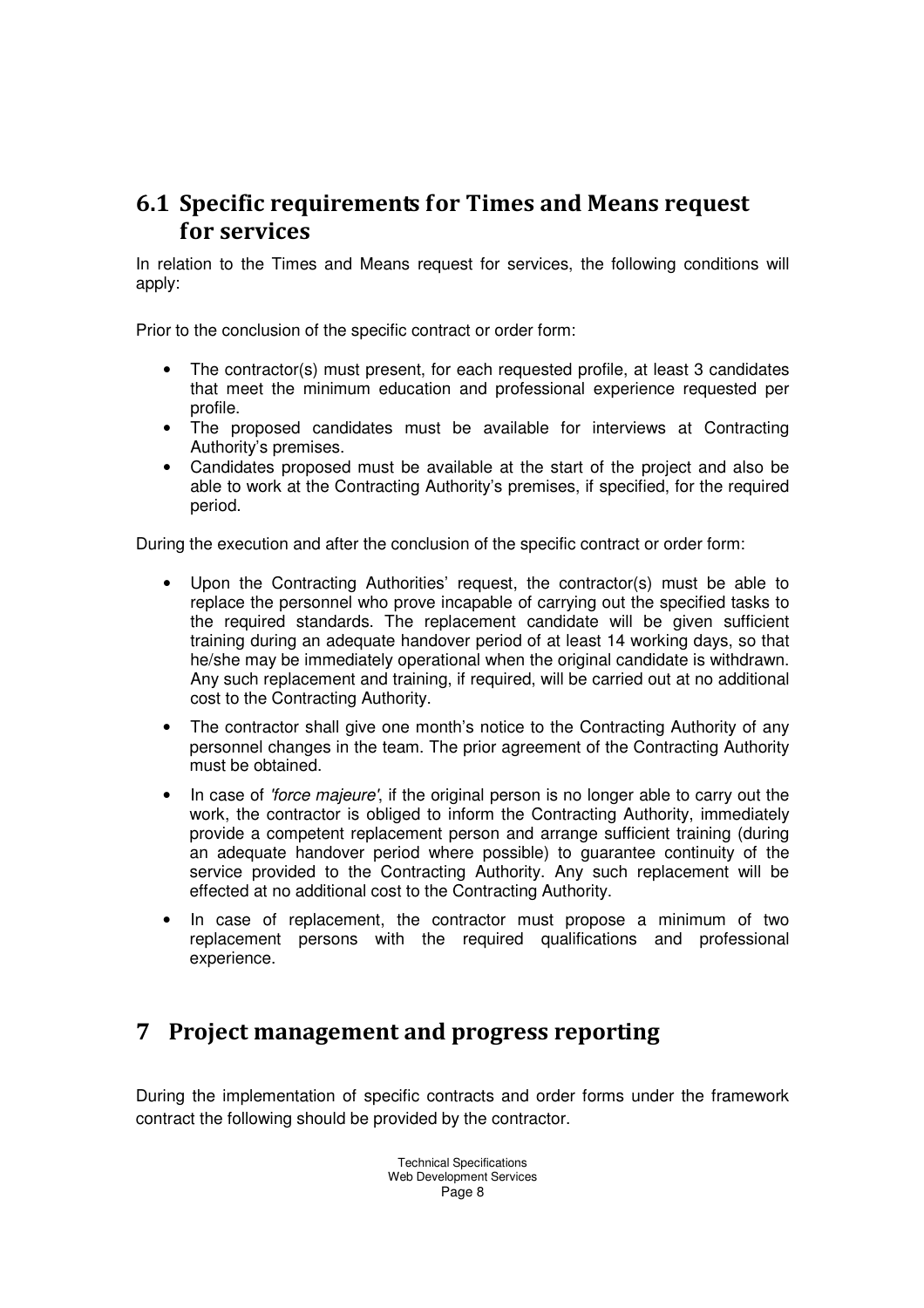## 6.1 Specific requirements for Times and Means request for services

In relation to the Times and Means request for services, the following conditions will apply:

Prior to the conclusion of the specific contract or order form:

- The contractor(s) must present, for each requested profile, at least 3 candidates that meet the minimum education and professional experience requested per profile.
- The proposed candidates must be available for interviews at Contracting Authority's premises.
- Candidates proposed must be available at the start of the project and also be able to work at the Contracting Authority's premises, if specified, for the required period.

During the execution and after the conclusion of the specific contract or order form:

- Upon the Contracting Authorities' request, the contractor(s) must be able to replace the personnel who prove incapable of carrying out the specified tasks to the required standards. The replacement candidate will be given sufficient training during an adequate handover period of at least 14 working days, so that he/she may be immediately operational when the original candidate is withdrawn. Any such replacement and training, if required, will be carried out at no additional cost to the Contracting Authority.
- The contractor shall give one month's notice to the Contracting Authority of any personnel changes in the team. The prior agreement of the Contracting Authority must be obtained.
- In case of *'force majeure'*, if the original person is no longer able to carry out the work, the contractor is obliged to inform the Contracting Authority, immediately provide a competent replacement person and arrange sufficient training (during an adequate handover period where possible) to guarantee continuity of the service provided to the Contracting Authority. Any such replacement will be effected at no additional cost to the Contracting Authority.
- In case of replacement, the contractor must propose a minimum of two replacement persons with the required qualifications and professional experience.

# 7 Project management and progress reporting

During the implementation of specific contracts and order forms under the framework contract the following should be provided by the contractor.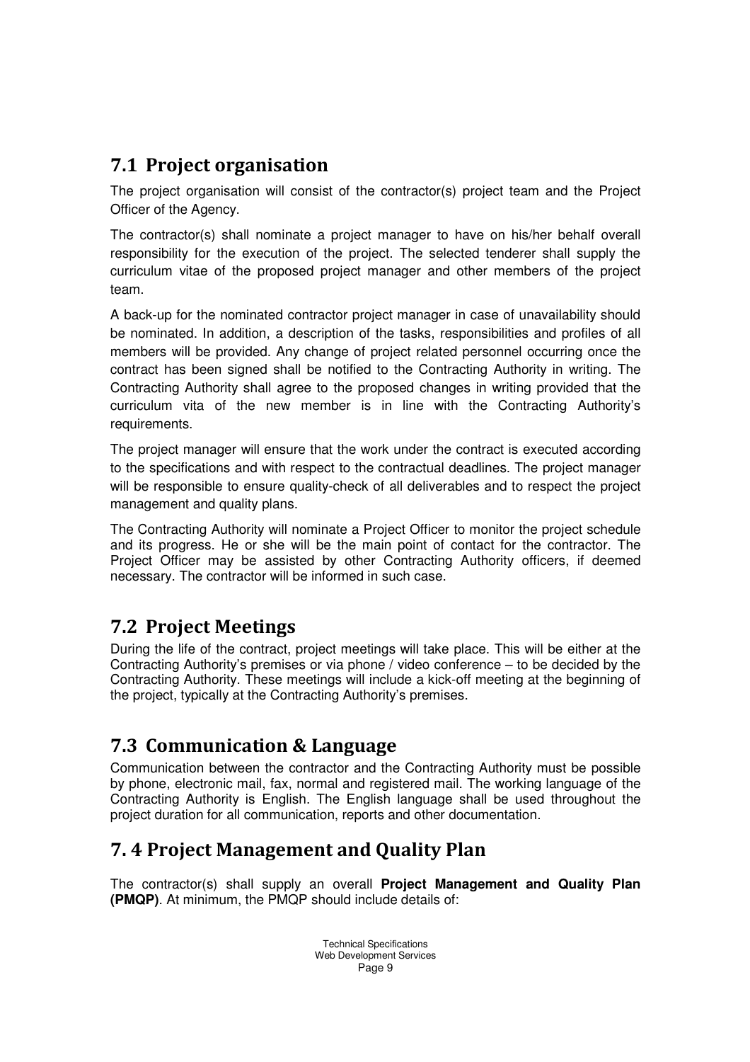## 7.1 Project organisation

The project organisation will consist of the contractor(s) project team and the Project Officer of the Agency.

The contractor(s) shall nominate a project manager to have on his/her behalf overall responsibility for the execution of the project. The selected tenderer shall supply the curriculum vitae of the proposed project manager and other members of the project team.

A back-up for the nominated contractor project manager in case of unavailability should be nominated. In addition, a description of the tasks, responsibilities and profiles of all members will be provided. Any change of project related personnel occurring once the contract has been signed shall be notified to the Contracting Authority in writing. The Contracting Authority shall agree to the proposed changes in writing provided that the curriculum vita of the new member is in line with the Contracting Authority's requirements.

The project manager will ensure that the work under the contract is executed according to the specifications and with respect to the contractual deadlines. The project manager will be responsible to ensure quality-check of all deliverables and to respect the project management and quality plans.

The Contracting Authority will nominate a Project Officer to monitor the project schedule and its progress. He or she will be the main point of contact for the contractor. The Project Officer may be assisted by other Contracting Authority officers, if deemed necessary. The contractor will be informed in such case.

## 7.2 Project Meetings

During the life of the contract, project meetings will take place. This will be either at the Contracting Authority's premises or via phone / video conference – to be decided by the Contracting Authority. These meetings will include a kick-off meeting at the beginning of the project, typically at the Contracting Authority's premises.

## 7.3 Communication & Language

Communication between the contractor and the Contracting Authority must be possible by phone, electronic mail, fax, normal and registered mail. The working language of the Contracting Authority is English. The English language shall be used throughout the project duration for all communication, reports and other documentation.

## 7. 4 Project Management and Quality Plan

The contractor(s) shall supply an overall **Project Management and Quality Plan (PMQP)**. At minimum, the PMQP should include details of: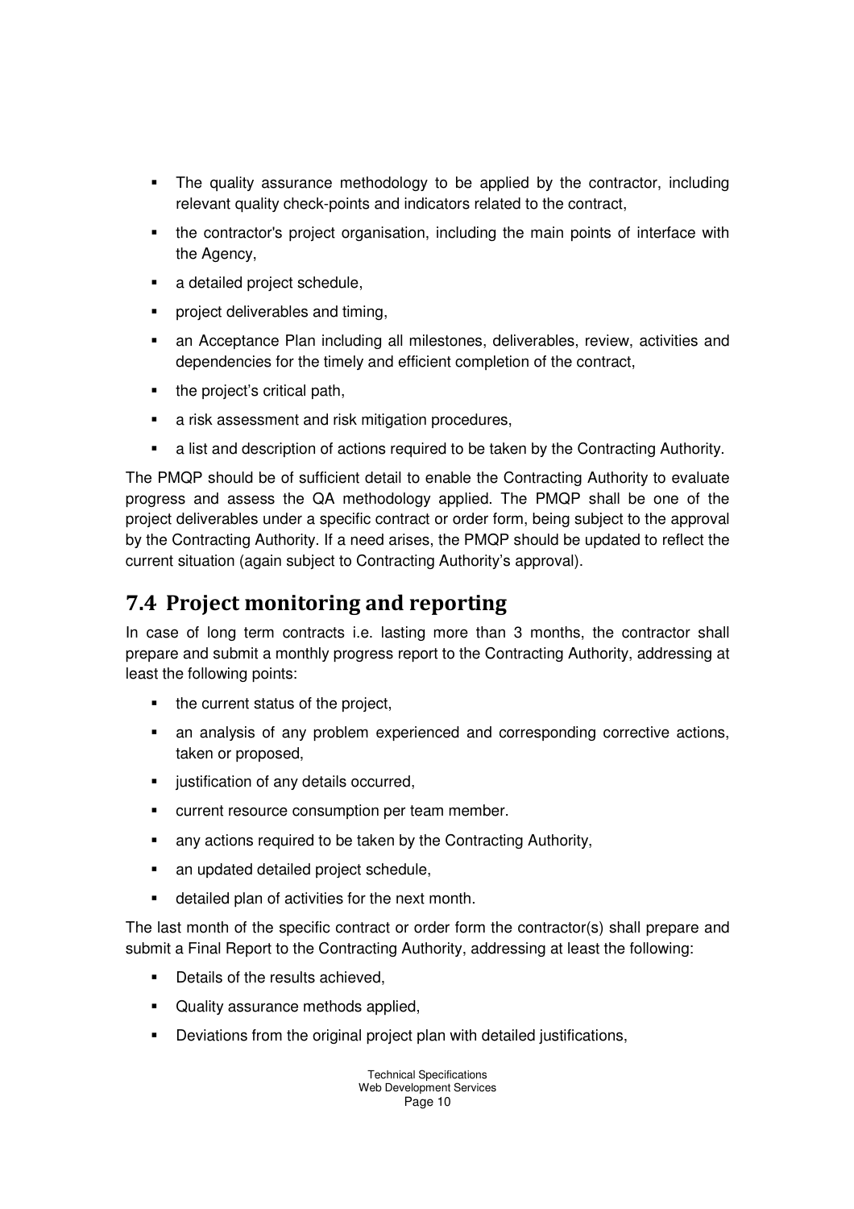- The quality assurance methodology to be applied by the contractor, including relevant quality check-points and indicators related to the contract,
- the contractor's project organisation, including the main points of interface with the Agency,
- a detailed project schedule,
- project deliverables and timing,
- an Acceptance Plan including all milestones, deliverables, review, activities and dependencies for the timely and efficient completion of the contract,
- the project's critical path,
- a risk assessment and risk mitigation procedures,
- a list and description of actions required to be taken by the Contracting Authority.

The PMQP should be of sufficient detail to enable the Contracting Authority to evaluate progress and assess the QA methodology applied. The PMQP shall be one of the project deliverables under a specific contract or order form, being subject to the approval by the Contracting Authority. If a need arises, the PMQP should be updated to reflect the current situation (again subject to Contracting Authority's approval).

## 7.4 Project monitoring and reporting

In case of long term contracts i.e. lasting more than 3 months, the contractor shall prepare and submit a monthly progress report to the Contracting Authority, addressing at least the following points:

- the current status of the project,
- an analysis of any problem experienced and corresponding corrective actions, taken or proposed,
- justification of any details occurred,
- current resource consumption per team member.
- any actions required to be taken by the Contracting Authority,
- an updated detailed project schedule,
- detailed plan of activities for the next month.

The last month of the specific contract or order form the contractor(s) shall prepare and submit a Final Report to the Contracting Authority, addressing at least the following:

- Details of the results achieved,
- Quality assurance methods applied,
- Deviations from the original project plan with detailed justifications,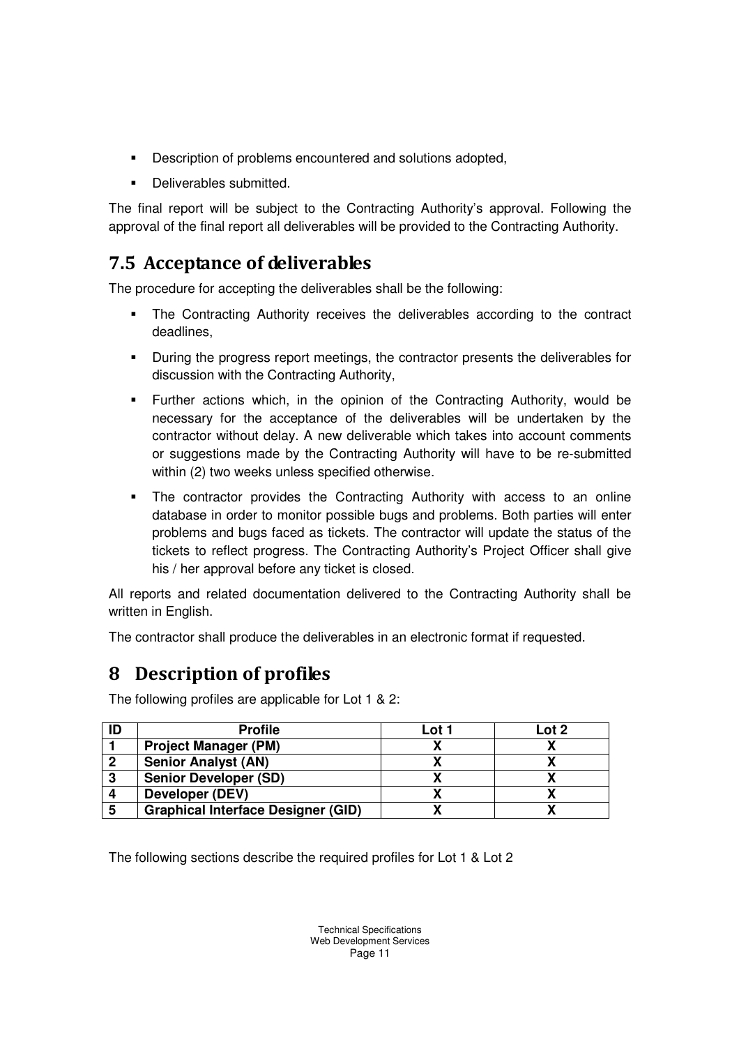- Description of problems encountered and solutions adopted,
- Deliverables submitted.

The final report will be subject to the Contracting Authority's approval. Following the approval of the final report all deliverables will be provided to the Contracting Authority.

## 7.5 Acceptance of deliverables

The procedure for accepting the deliverables shall be the following:

- The Contracting Authority receives the deliverables according to the contract deadlines,
- During the progress report meetings, the contractor presents the deliverables for discussion with the Contracting Authority,
- Further actions which, in the opinion of the Contracting Authority, would be necessary for the acceptance of the deliverables will be undertaken by the contractor without delay. A new deliverable which takes into account comments or suggestions made by the Contracting Authority will have to be re-submitted within (2) two weeks unless specified otherwise.
- The contractor provides the Contracting Authority with access to an online database in order to monitor possible bugs and problems. Both parties will enter problems and bugs faced as tickets. The contractor will update the status of the tickets to reflect progress. The Contracting Authority's Project Officer shall give his / her approval before any ticket is closed.

All reports and related documentation delivered to the Contracting Authority shall be written in English.

The contractor shall produce the deliverables in an electronic format if requested.

# 8 Description of profiles

The following profiles are applicable for Lot 1 & 2:

| ID | Profile | Lot 1 | Lot 2 |
|---|---|---|---|
| 1 | **Project Manager (PM)** | X | X |
| 2 | **Senior Analyst (AN)** | X | X |
| 3 | **Senior Developer (SD)** | X | X |
| 4 | **Developer (DEV)** | X | X |
| 5 | **Graphical Interface Designer (GID)** | X | X |

The following sections describe the required profiles for Lot 1 & Lot 2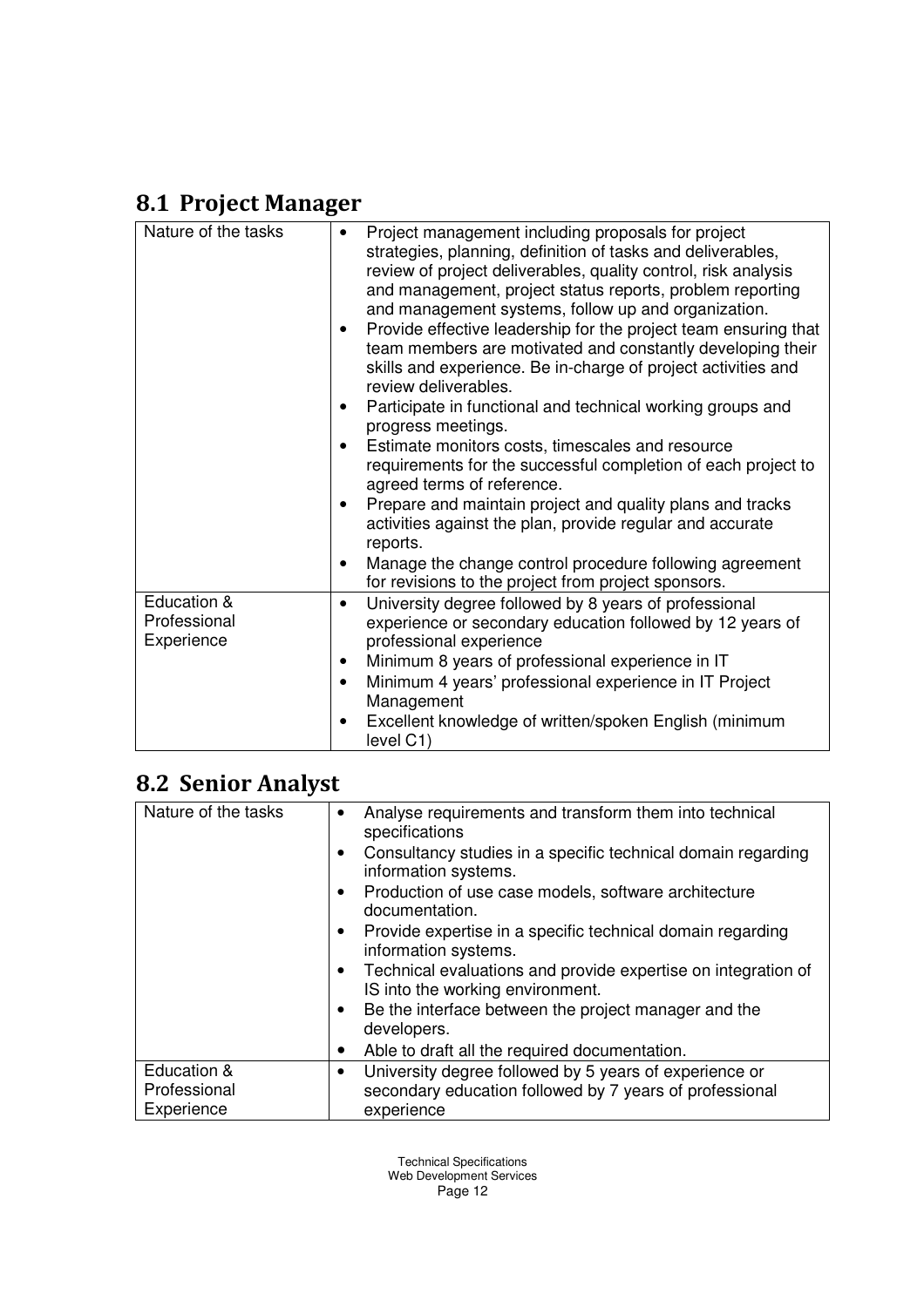## 8.1 Project Manager

| | |
|---|---|
| Nature of the tasks | • Project management including proposals for project strategies, planning, definition of tasks and deliverables, review of project deliverables, quality control, risk analysis and management, project status reports, problem reporting and management systems, follow up and organization.<br>• Provide effective leadership for the project team ensuring that team members are motivated and constantly developing their skills and experience. Be in-charge of project activities and review deliverables.<br>• Participate in functional and technical working groups and progress meetings.<br>• Estimate monitors costs, timescales and resource requirements for the successful completion of each project to agreed terms of reference.<br>• Prepare and maintain project and quality plans and tracks activities against the plan, provide regular and accurate reports.<br>• Manage the change control procedure following agreement for revisions to the project from project sponsors. |
| Education & Professional Experience | • University degree followed by 8 years of professional experience or secondary education followed by 12 years of professional experience<br>• Minimum 8 years of professional experience in IT<br>• Minimum 4 years' professional experience in IT Project Management<br>• Excellent knowledge of written/spoken English (minimum level C1) |

## 8.2 Senior Analyst

| | |
|---|---|
| Nature of the tasks | • Analyse requirements and transform them into technical specifications<br>• Consultancy studies in a specific technical domain regarding information systems.<br>• Production of use case models, software architecture documentation.<br>• Provide expertise in a specific technical domain regarding information systems.<br>• Technical evaluations and provide expertise on integration of IS into the working environment.<br>• Be the interface between the project manager and the developers.<br>• Able to draft all the required documentation. |
| Education & Professional Experience | • University degree followed by 5 years of experience or secondary education followed by 7 years of professional experience |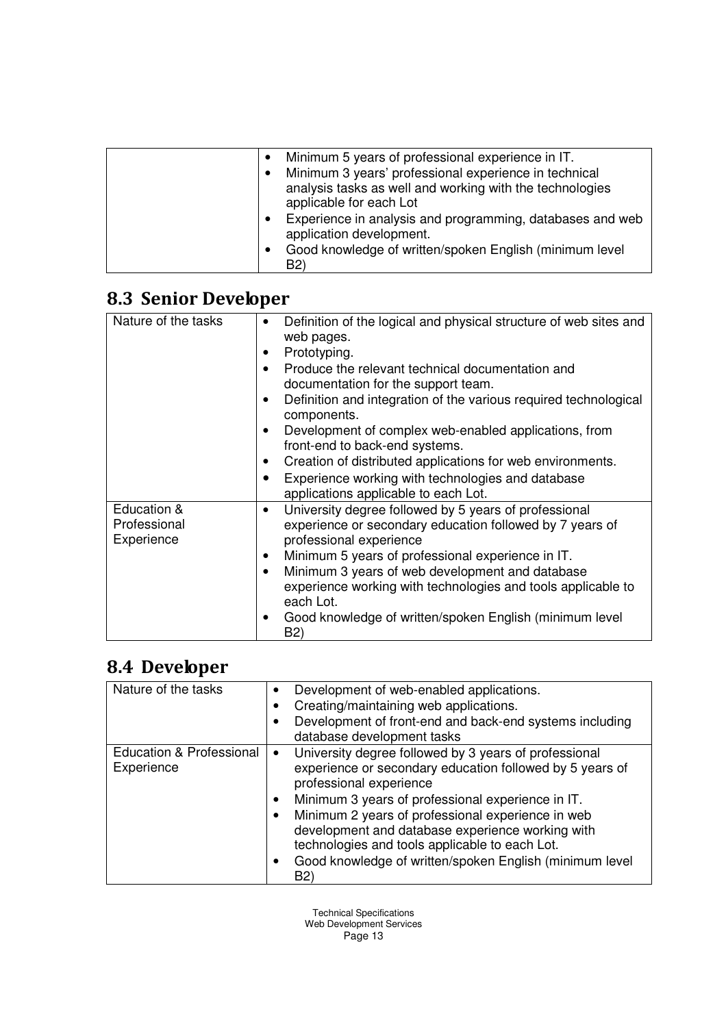| | |
|---|---|
| | • Minimum 5 years of professional experience in IT.<br>• Minimum 3 years' professional experience in technical analysis tasks as well and working with the technologies applicable for each Lot<br>• Experience in analysis and programming, databases and web application development.<br>• Good knowledge of written/spoken English (minimum level B2) |

## 8.3 Senior Developer

| | |
|---|---|
| Nature of the tasks | • Definition of the logical and physical structure of web sites and web pages.<br>• Prototyping.<br>• Produce the relevant technical documentation and documentation for the support team.<br>• Definition and integration of the various required technological components.<br>• Development of complex web-enabled applications, from front-end to back-end systems.<br>• Creation of distributed applications for web environments.<br>• Experience working with technologies and database applications applicable to each Lot. |
| Education & Professional Experience | • University degree followed by 5 years of professional experience or secondary education followed by 7 years of professional experience<br>• Minimum 5 years of professional experience in IT.<br>• Minimum 3 years of web development and database experience working with technologies and tools applicable to each Lot.<br>• Good knowledge of written/spoken English (minimum level B2) |

## 8.4 Developer

| | |
|---|---|
| Nature of the tasks | • Development of web-enabled applications.<br>• Creating/maintaining web applications.<br>• Development of front-end and back-end systems including database development tasks |
| Education & Professional Experience | • University degree followed by 3 years of professional experience or secondary education followed by 5 years of professional experience<br>• Minimum 3 years of professional experience in IT.<br>• Minimum 2 years of professional experience in web development and database experience working with technologies and tools applicable to each Lot.<br>• Good knowledge of written/spoken English (minimum level B2) |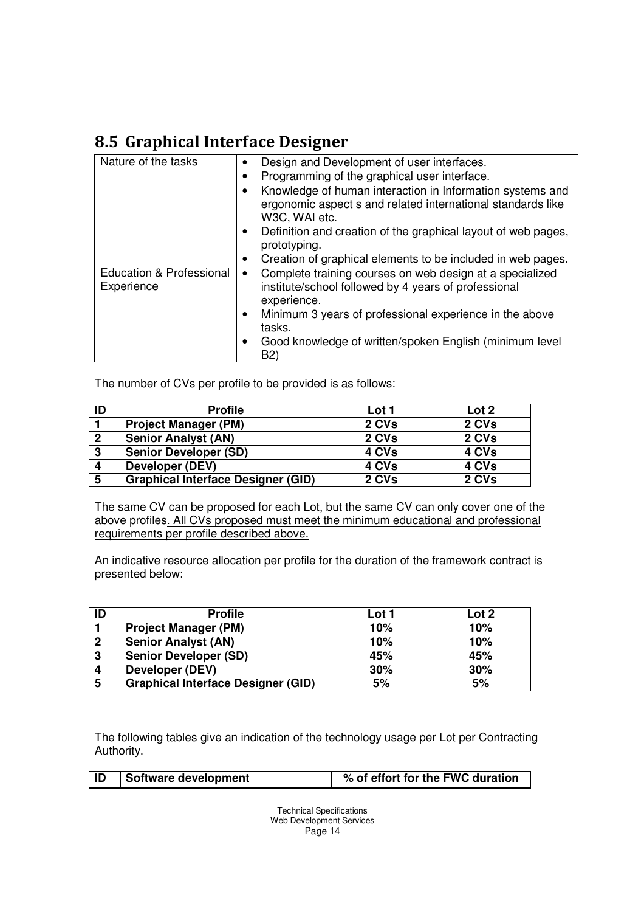## 8.5 Graphical Interface Designer

| | |
|---|---|
| Nature of the tasks | • Design and Development of user interfaces.<br>• Programming of the graphical user interface.<br>• Knowledge of human interaction in Information systems and ergonomic aspect s and related international standards like W3C, WAI etc.<br>• Definition and creation of the graphical layout of web pages, prototyping.<br>• Creation of graphical elements to be included in web pages. |
| Education & Professional Experience | • Complete training courses on web design at a specialized institute/school followed by 4 years of professional experience.<br>• Minimum 3 years of professional experience in the above tasks.<br>• Good knowledge of written/spoken English (minimum level B2) |

The number of CVs per profile to be provided is as follows:

| ID | Profile | Lot 1 | Lot 2 |
|---|---|---|---|
| 1 | **Project Manager (PM)** | **2 CVs** | **2 CVs** |
| 2 | **Senior Analyst (AN)** | **2 CVs** | **2 CVs** |
| 3 | **Senior Developer (SD)** | **4 CVs** | **4 CVs** |
| 4 | **Developer (DEV)** | **4 CVs** | **4 CVs** |
| 5 | **Graphical Interface Designer (GID)** | **2 CVs** | **2 CVs** |

The same CV can be proposed for each Lot, but the same CV can only cover one of the above profiles. <u>All CVs proposed must meet the minimum educational and professional requirements per profile described above.</u>

An indicative resource allocation per profile for the duration of the framework contract is presented below:

| ID | Profile | Lot 1 | Lot 2 |
|---|---|---|---|
| 1 | **Project Manager (PM)** | **10%** | **10%** |
| 2 | **Senior Analyst (AN)** | **10%** | **10%** |
| 3 | **Senior Developer (SD)** | **45%** | **45%** |
| 4 | **Developer (DEV)** | **30%** | **30%** |
| 5 | **Graphical Interface Designer (GID)** | **5%** | **5%** |

The following tables give an indication of the technology usage per Lot per Contracting Authority.

| ID | Software development | % of effort for the FWC duration |
|---|---|---|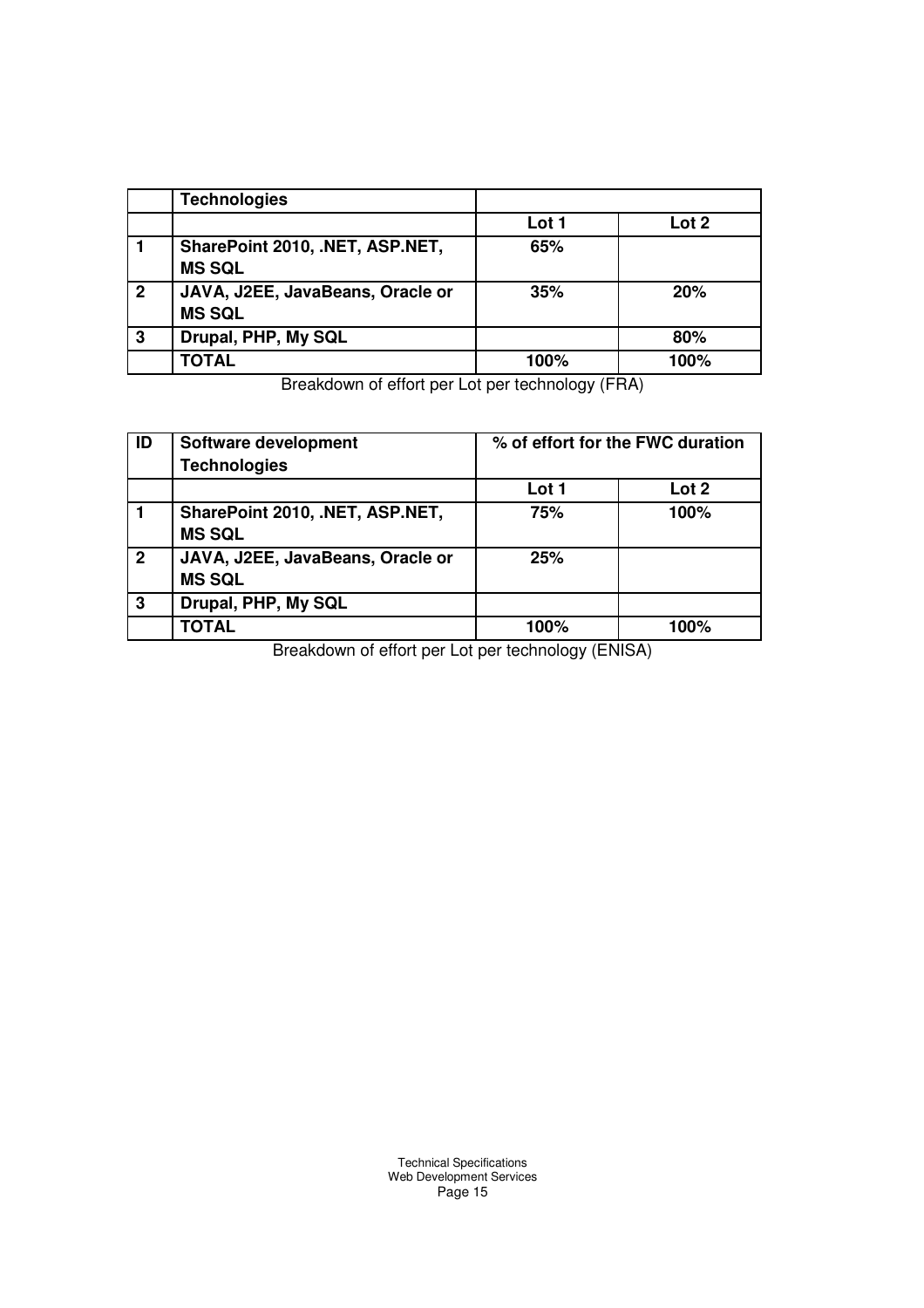| | Technologies | | |
|---|---|---|---|
| | | Lot 1 | Lot 2 |
| 1 | **SharePoint 2010, .NET, ASP.NET, MS SQL** | 65% | |
| 2 | **JAVA, J2EE, JavaBeans, Oracle or MS SQL** | 35% | 20% |
| 3 | **Drupal, PHP, My SQL** | | 80% |
| | **TOTAL** | 100% | 100% |

Breakdown of effort per Lot per technology (FRA)

| ID | Software development Technologies | % of effort for the FWC duration | |
|---|---|---|---|
| | | Lot 1 | Lot 2 |
| 1 | **SharePoint 2010, .NET, ASP.NET, MS SQL** | 75% | 100% |
| 2 | **JAVA, J2EE, JavaBeans, Oracle or MS SQL** | 25% | |
| 3 | **Drupal, PHP, My SQL** | | |
| | **TOTAL** | 100% | 100% |

Breakdown of effort per Lot per technology (ENISA)